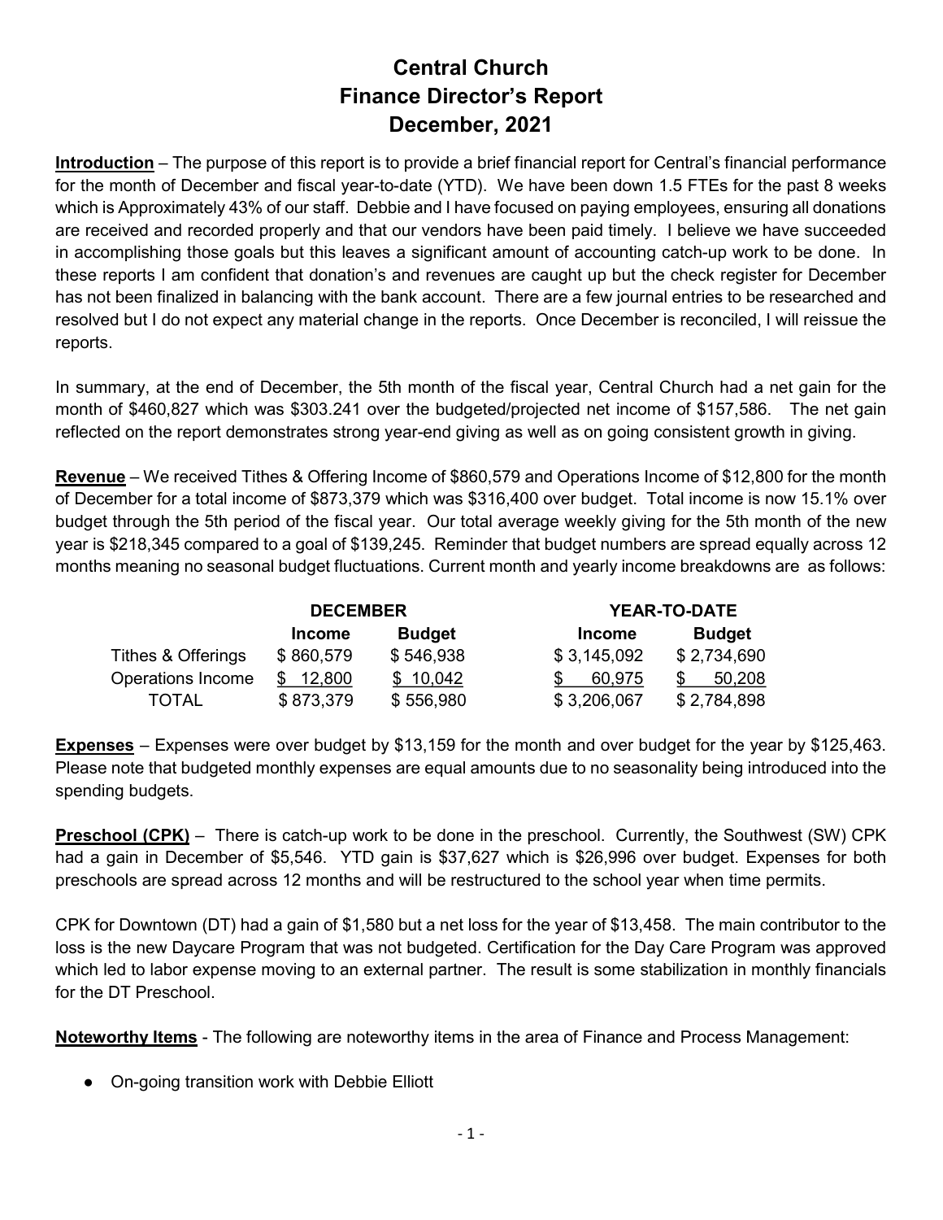# Central Church
# Finance Director's Report
# December, 2021

**Introduction** – The purpose of this report is to provide a brief financial report for Central's financial performance for the month of December and fiscal year-to-date (YTD). We have been down 1.5 FTEs for the past 8 weeks which is Approximately 43% of our staff. Debbie and I have focused on paying employees, ensuring all donations are received and recorded properly and that our vendors have been paid timely. I believe we have succeeded in accomplishing those goals but this leaves a significant amount of accounting catch-up work to be done. In these reports I am confident that donation's and revenues are caught up but the check register for December has not been finalized in balancing with the bank account. There are a few journal entries to be researched and resolved but I do not expect any material change in the reports. Once December is reconciled, I will reissue the reports.

In summary, at the end of December, the 5th month of the fiscal year, Central Church had a net gain for the month of $460,827 which was $303.241 over the budgeted/projected net income of $157,586. The net gain reflected on the report demonstrates strong year-end giving as well as on going consistent growth in giving.

**Revenue** – We received Tithes & Offering Income of $860,579 and Operations Income of $12,800 for the month of December for a total income of $873,379 which was $316,400 over budget. Total income is now 15.1% over budget through the 5th period of the fiscal year. Our total average weekly giving for the 5th month of the new year is $218,345 compared to a goal of $139,245. Reminder that budget numbers are spread equally across 12 months meaning no seasonal budget fluctuations. Current month and yearly income breakdowns are as follows:

| | DECEMBER | | YEAR-TO-DATE | |
|---|---|---|---|---|
| | **Income** | **Budget** | **Income** | **Budget** |
| Tithes & Offerings | $ 860,579 | $ 546,938 | $ 3,145,092 | $ 2,734,690 |
| Operations Income | $ 12,800 | $ 10,042 | $ 60,975 | $ 50,208 |
| TOTAL | $ 873,379 | $ 556,980 | $ 3,206,067 | $ 2,784,898 |

**Expenses** – Expenses were over budget by $13,159 for the month and over budget for the year by $125,463. Please note that budgeted monthly expenses are equal amounts due to no seasonality being introduced into the spending budgets.

**Preschool (CPK)** – There is catch-up work to be done in the preschool. Currently, the Southwest (SW) CPK had a gain in December of $5,546. YTD gain is $37,627 which is $26,996 over budget. Expenses for both preschools are spread across 12 months and will be restructured to the school year when time permits.

CPK for Downtown (DT) had a gain of $1,580 but a net loss for the year of $13,458. The main contributor to the loss is the new Daycare Program that was not budgeted. Certification for the Day Care Program was approved which led to labor expense moving to an external partner. The result is some stabilization in monthly financials for the DT Preschool.

**Noteworthy Items** - The following are noteworthy items in the area of Finance and Process Management:

- On-going transition work with Debbie Elliott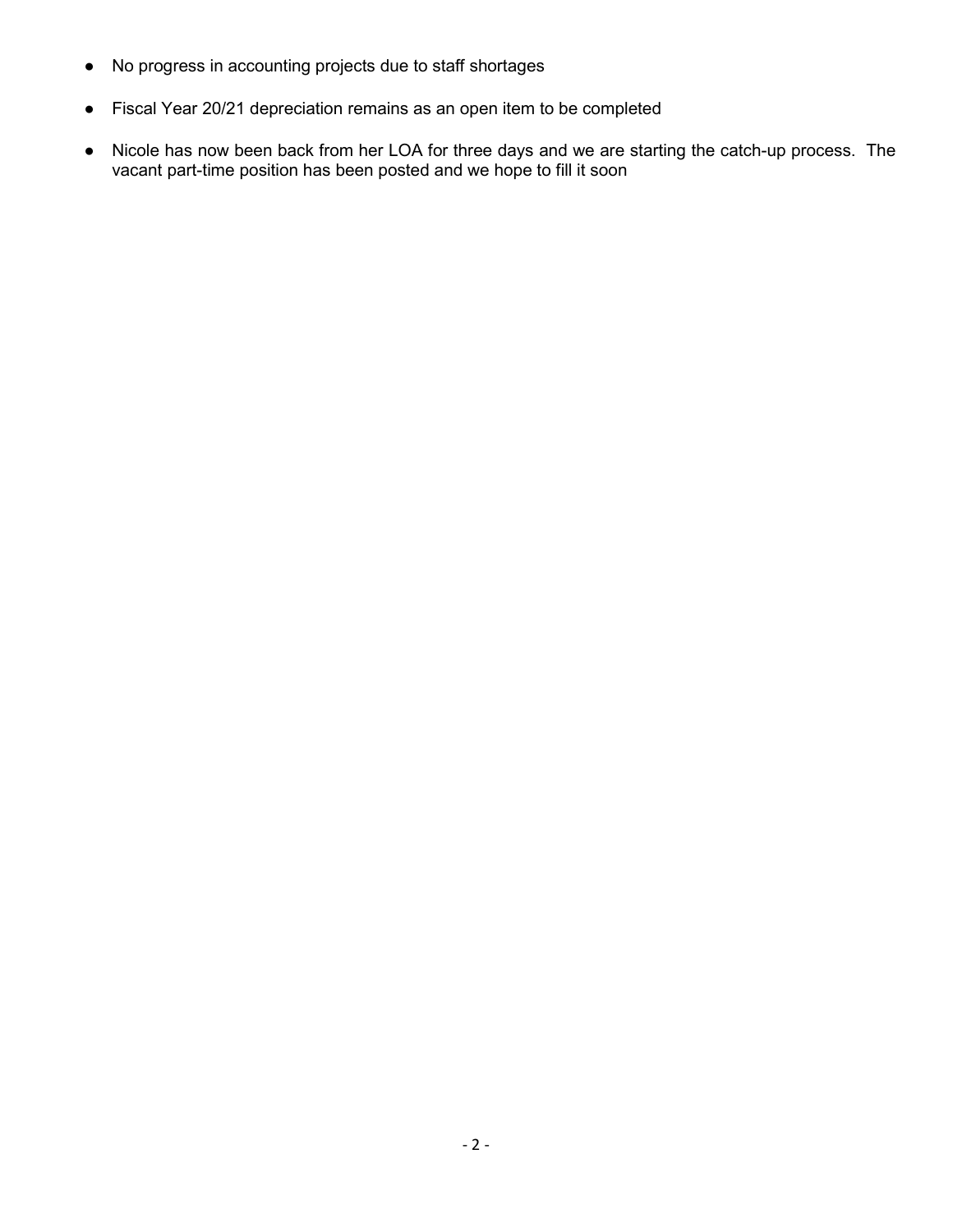- No progress in accounting projects due to staff shortages
- Fiscal Year 20/21 depreciation remains as an open item to be completed
- Nicole has now been back from her LOA for three days and we are starting the catch-up process. The vacant part-time position has been posted and we hope to fill it soon